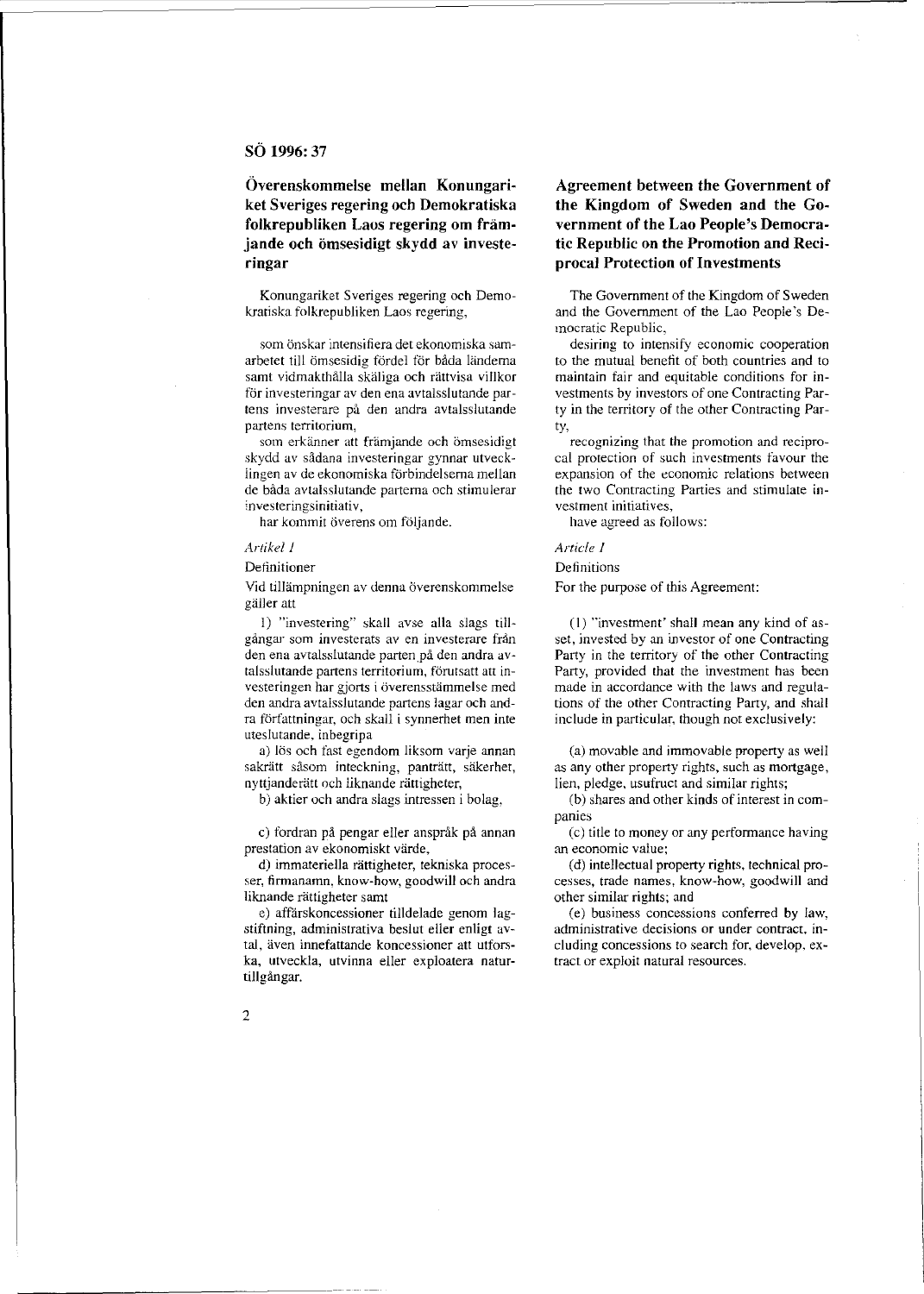SÖ 1996: 37

# Överenskommelse mellan Konungariket Sveriges regering och Demokratiska folkrepubliken Laos regering om främjande och ömsesidigt skydd av investeringar

Konungariket Sveriges regering och Demokratiska folkrepubliken Laos regering,

som önskar intensifiera det ekonomiska samarbetet till ömsesidig fördel för båda länderna samt vidmakthålla skäliga och rättvisa villkor för investeringar av den ena avtalsslutande partens investerare på den andra avtalsslutande partens territorium,

som erkänner att främjande och ömsesidigt skydd av sådana investeringar gynnar utvecklingen av de ekonomiska förbindelserna mellan de båda avtalsslutande parterna och stimulerar investeringsinitiativ,

har kommit överens om följande.

*Artikel 1*

Definitioner

Vid tillämpningen av denna överenskommelse gäller att

1) "investering" skall avse alla slags tillgångar som investerats av en investerare från den ena avtalsslutande parten på den andra avtalsslutande partens territorium, förutsatt att investeringen har gjorts i överensstämmelse med den andra avtalsslutande partens lagar och andra författningar, och skall i synnerhet men inte uteslutande, inbegripa

a) lös och fast egendom liksom varje annan sakrätt såsom inteckning, panträtt, säkerhet, nyttjanderätt och liknande rättigheter,

b) aktier och andra slags intressen i bolag,

c) fordran på pengar eller anspråk på annan prestation av ekonomiskt värde,

d) immateriella rättigheter, tekniska processer, firmanamn, know-how, goodwill och andra liknande rättigheter samt

e) affärskoncessioner tilldelade genom lagstiftning, administrativa beslut eller enligt avtal, även innefattande koncessioner att utforska, utveckla, utvinna eller exploatera naturtillgångar.

# Agreement between the Government of the Kingdom of Sweden and the Government of the Lao People's Democratic Republic on the Promotion and Reciprocal Protection of Investments

The Government of the Kingdom of Sweden and the Government of the Lao People's Democratic Republic,

desiring to intensify economic cooperation to the mutual benefit of both countries and to maintain fair and equitable conditions for investments by investors of one Contracting Party in the territory of the other Contracting Party,

recognizing that the promotion and reciprocal protection of such investments favour the expansion of the economic relations between the two Contracting Parties and stimulate investment initiatives,

have agreed as follows:

*Article 1*

Definitions

For the purpose of this Agreement:

(1) "investment' shall mean any kind of asset, invested by an investor of one Contracting Party in the territory of the other Contracting Party, provided that the investment has been made in accordance with the laws and regulations of the other Contracting Party, and shall include in particular, though not exclusively:

(a) movable and immovable property as well as any other property rights, such as mortgage, lien, pledge, usufruct and similar rights;

(b) shares and other kinds of interest in companies

(c) title to money or any performance having an economic value;

(d) intellectual property rights, technical processes, trade names, know-how, goodwill and other similar rights; and

(e) business concessions conferred by law, administrative decisions or under contract, including concessions to search for, develop, extract or exploit natural resources.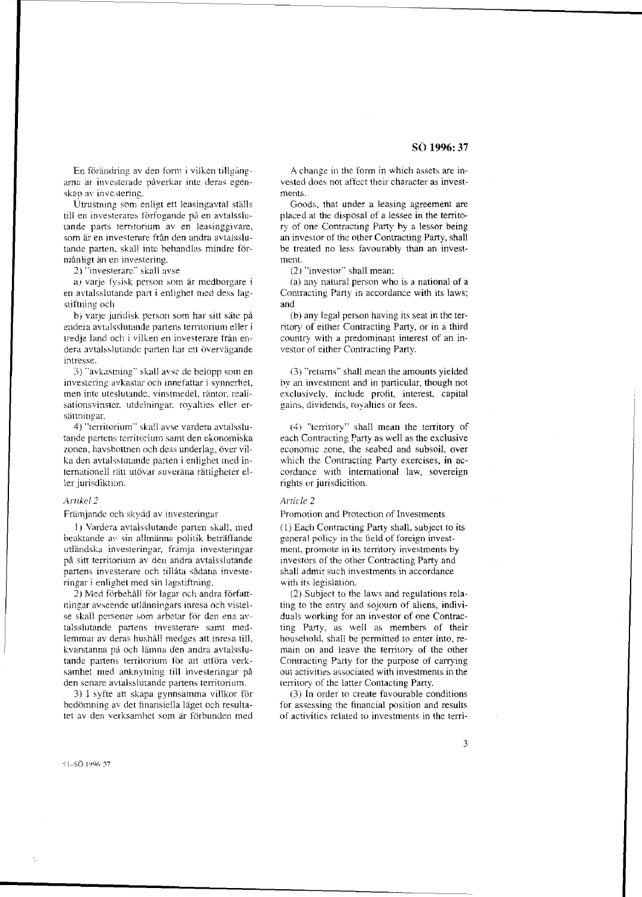En förändring av den form i vilken tillgångarna är investerade påverkar inte deras egenskap av investering.

Utrustning som enligt ett leasingavtal ställs till en investerares förfogande på en avtalsslutande parts territorium av en leasinggivare, som är en investerare från den andra avtalsslutande parten, skall inte behandlas mindre förmånligt än en investering.

2) "investerare" skall avse

a) varje fysisk person som är medborgare i en avtalsslutande part i enlighet med dess lagstiftning och

b) varje juridisk person som har sitt säte på endera avtalsslutande partens territorium eller i tredje land och i vilken en investerare från endera avtalsslutande parten har ett övervägande intresse.

3) "avkastning" skall avse de belopp som en investering avkastar och innefattar i synnerhet, men inte uteslutande, vinstmedel, räntor, realisationsvinster, utdelningar, royalties eller ersättningar.

4) "territorium" skall avse vardera avtalsslutande partens territorium samt den ekonomiska zonen, havsbottnen och dess underlag, över vilka den avtalsslutande parten i enlighet med internationell rätt utövar suveräna rättigheter eller jurisdiktion.

*Artikel 2*

Främjande och skydd av investeringar

1) Vardera avtalsslutande parten skall, med beaktande av sin allmänna politik beträffande utländska investeringar, främja investeringar på sitt territorium av den andra avtalsslutande partens investerare och tillåta sådana investeringar i enlighet med sin lagstiftning.

2) Med förbehåll för lagar och andra författningar avseende utlänningars inresa och vistelse skall personer som arbetar för den ena avtalsslutande partens investerare samt medlemmar av deras hushåll medges att inresa till, kvarstanna på och lämna den andra avtalsslutande partens territorium för att utföra verksamhet med anknytning till investeringar på den senare avtalsslutande partens territorium.

3) I syfte att skapa gynnsamma villkor för bedömning av det finansiella läget och resultatet av den verksamhet som är förbunden med

A change in the form in which assets are invested does not affect their character as investments.

Goods, that under a leasing agreement are placed at the disposal of a lessee in the territory of one Contracting Party by a lessor being an investor of the other Contracting Party, shall be treated no less favourably than an investment.

(2) "investor" shall mean:

(a) any natural person who is a national of a Contracting Party in accordance with its laws; and

(b) any legal person having its seat in the territory of either Contracting Party, or in a third country with a predominant interest of an investor of either Contracting Party.

(3) "returns" shall mean the amounts yielded by an investment and in particular, though not exclusively, include profit, interest, capital gains, dividends, royalties or fees.

(4) "territory" shall mean the territory of each Contracting Party as well as the exclusive economic zone, the seabed and subsoil, over which the Contracting Party exercises, in accordance with international law, sovereign rights or jurisdicition.

*Article 2*

Promotion and Protection of Investments

(1) Each Contracting Party shall, subject to its general policy in the field of foreign investment, promote in its territory investments by investors of the other Contracting Party and shall admit such investments in accordance with its legislation.

(2) Subject to the laws and regulations relating to the entry and sojourn of aliens, individuals working for an investor of one Contracting Party, as well as members of their household, shall be permitted to enter into, remain on and leave the territory of the other Contracting Party for the purpose of carrying out activities associated with investments in the territory of the latter Contacting Party.

(3) In order to create favourable conditions for assessing the financial position and results of activities related to investments in the terri-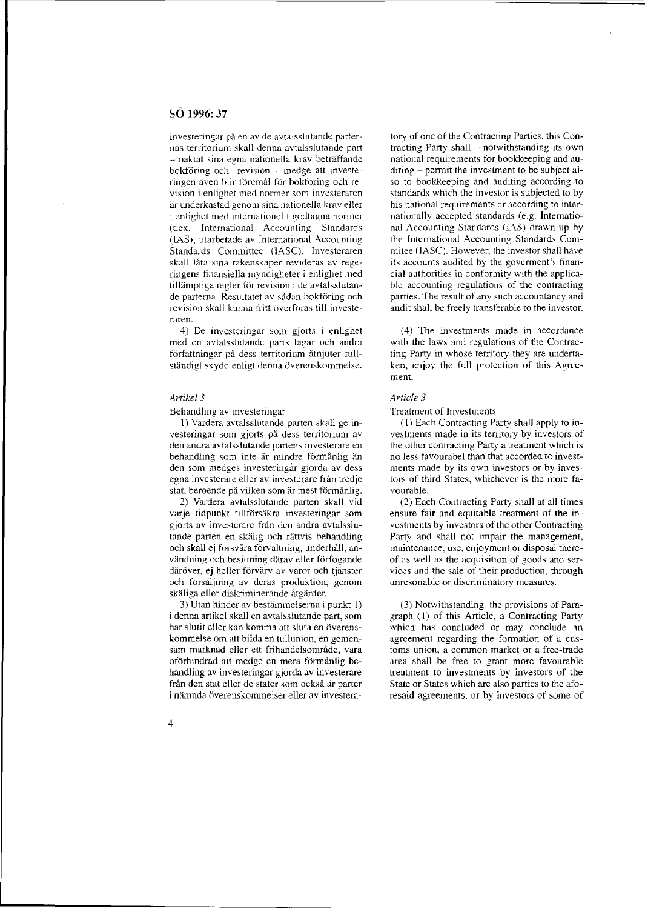investeringar på en av de avtalsslutande parternas territorium skall denna avtalsslutande part – oaktat sina egna nationella krav beträffande bokföring och revision – medge att investeringen även blir föremål för bokföring och revision i enlighet med normer som investeraren är underkastad genom sina nationella krav eller i enlighet med internationellt godtagna normer (t.ex. International Accounting Standards (IAS), utarbetade av International Accounting Standards Committee (IASC). Investeraren skall låta sina räkenskaper revideras av regeringens finansiella myndigheter i enlighet med tillämpliga regler för revision i de avtalsslutande parterna. Resultatet av sådan bokföring och revision skall kunna fritt överföras till investeraren.

4) De investeringar som gjorts i enlighet med en avtalsslutande parts lagar och andra författningar på dess territorium åtnjuter fullständigt skydd enligt denna överenskommelse.

*Artikel 3*

Behandling av investeringar

1) Vardera avtalsslutande parten skall ge investeringar som gjorts på dess territorium av den andra avtalsslutande partens investerare en behandling som inte är mindre förmånlig än den som medges investeringar gjorda av dess egna investerare eller av investerare från tredje stat, beroende på vilken som är mest förmånlig.

2) Vardera avtalsslutande parten skall vid varje tidpunkt tillförsäkra investeringar som gjorts av investerare från den andra avtalsslutande parten en skälig och rättvis behandling och skall ej försvåra förvaltning, underhåll, användning och besittning därav eller förfogande däröver, ej heller förvärv av varor och tjänster och försäljning av deras produktion, genom skäliga eller diskriminerande åtgärder.

3) Utan hinder av bestämmelserna i punkt 1) i denna artikel skall en avtalsslutande part, som har slutit eller kan komma att sluta en överenskommelse om att bilda en tullunion, en gemensam marknad eller ett frihandelsområde, vara oförhindrad att medge en mera förmånlig behandling av investeringar gjorda av investerare från den stat eller de stater som också är parter i nämnda överenskommelser eller av investera-

tory of one of the Contracting Parties, this Contracting Party shall – notwithstanding its own national requirements for bookkeeping and auditing – permit the investment to be subject also to bookkeeping and auditing according to standards which the investor is subjected to by his national requirements or according to internationally accepted standards (e.g. International Accounting Standards (IAS) drawn up by the International Accounting Standards Commitee (IASC). However, the investor shall have its accounts audited by the goverment's financial authorities in conformity with the applicable accounting regulations of the contracting parties. The result of any such accountancy and audit shall be freely transferable to the investor.

(4) The investments made in accordance with the laws and regulations of the Contracting Party in whose territory they are undertaken, enjoy the full protection of this Agreement.

*Article 3*

Treatment of Investments

(1) Each Contracting Party shall apply to investments made in its territory by investors of the other contracting Party a treatment which is no less favourabel than that accorded to investments made by its own investors or by investors of third States, whichever is the more favourable.

(2) Each Contracting Party shall at all times ensure fair and equitable treatment of the investments by investors of the other Contracting Party and shall not impair the management, maintenance, use, enjoyment or disposal thereof as well as the acquisition of goods and services and the sale of their production, through unresonable or discriminatory measures.

(3) Notwithstanding the provisions of Paragraph (1) of this Article, a Contracting Party which has concluded or may conclude an agreement regarding the formation of a customs union, a common market or a free-trade area shall be free to grant more favourable treatment to investments by investors of the State or States which are also parties to the aforesaid agreements, or by investors of some of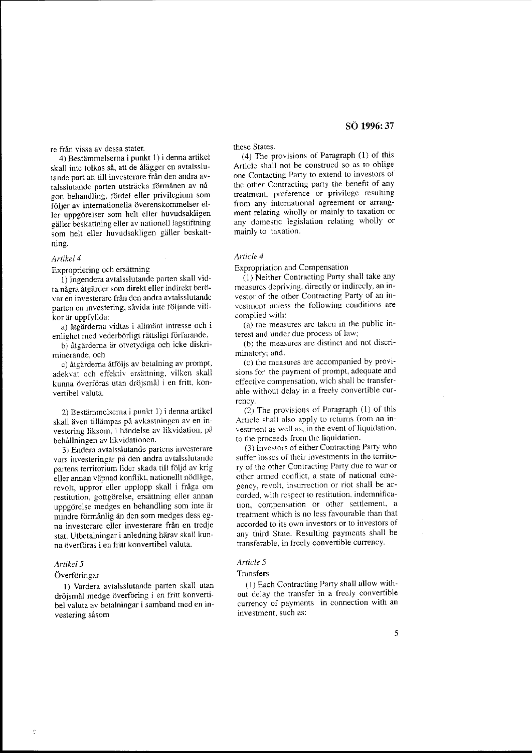re från vissa av dessa stater.

4) Bestämmelserna i punkt 1) i denna artikel skall inte tolkas så, att de ålägger en avtalsslutande part att till investerare från den andra avtalsslutande parten utsträcka förmånen av någon behandling, fördel eller privilegium som följer av internationella överenskommelser eller uppgörelser som helt eller huvudsakligen gäller beskattning eller av nationell lagstiftning som helt eller huvudsakligen gäller beskattning.

*Artikel 4*

Expropriering och ersättning

1) Ingendera avtalsslutande parten skall vidta några åtgärder som direkt eller indirekt berövar en investerare från den andra avtalsslutande parten en investering, såvida inte följande villkor är uppfyllda:

a) åtgärderna vidtas i allmänt intresse och i enlighet med vederbörligt rättsligt förfarande,

b) åtgärderna är otvetydiga och icke diskriminerande, och

c) åtgärderna åtföljs av betalning av prompt, adekvat och effektiv ersättning, vilken skall kunna överföras utan dröjsmål i en fritt, konvertibel valuta.

2) Bestämmelserna i punkt 1) i denna artikel skall även tillämpas på avkastningen av en investering liksom, i händelse av likvidation, på behållningen av likvidationen.

3) Endera avtalsslutande partens investerare vars investeringar på den andra avtalsslutande partens territorium lider skada till följd av krig eller annan väpnad konflikt, nationellt nödläge, revolt, uppror eller upplopp skall i fråga om restitution, gottgörelse, ersättning eller annan uppgörelse medges en behandling som inte är mindre förmånlig än den som medges dess egna investerare eller investerare från en tredje stat. Utbetalningar i anledning härav skall kunna överföras i en fritt konvertibel valuta.

*Artikel 5*

Överföringar

1) Vardera avtalsslutande parten skall utan dröjsmål medge överföring i en fritt konvertibel valuta av betalningar i samband med en investering såsom

these States.

(4) The provisions of Paragraph (1) of this Article shall not be construed so as to oblige one Contacting Party to extend to investors of the other Contracting party the benefit of any treatment, preference or privilege resulting from any international agreement or arrangement relating wholly or mainly to taxation or any domestic legislation relating wholly or mainly to taxation.

*Article 4*

Expropriation and Compensation

(1) Neither Contracting Party shall take any measures depriving, directly or indirecly, an investor of the other Contracting Party of an investment unless the following conditions are complied with:

(a) the measures are taken in the public interest and under due process of law;

(b) the measures are distinct and not discriminatory; and

(c) the measures are accompanied by provisions for the payment of prompt, adequate and effective compensation, wich shall be transferable without delay in a freely convertible currency.

(2) The provisions of Paragraph (1) of this Article shall also apply to returns from an investment as well as, in the event of liquidation, to the proceeds from the liquidation.

(3) Investors of either Contracting Party who suffer losses of their investments in the territory of the other Contracting Party due to war or other armed conflict, a state of national emegency, revolt, insurrection or riot shall be accorded, with respect to restitution, indemnification, compensation or other settlement, a treatment which is no less favourable than that accorded to its own investors or to investors of any third State. Resulting payments shall be transferable, in freely convertible currency.

*Article 5*

Transfers

(1) Each Contracting Party shall allow without delay the transfer in a freely convertible currency of payments in connection with an investment, such as: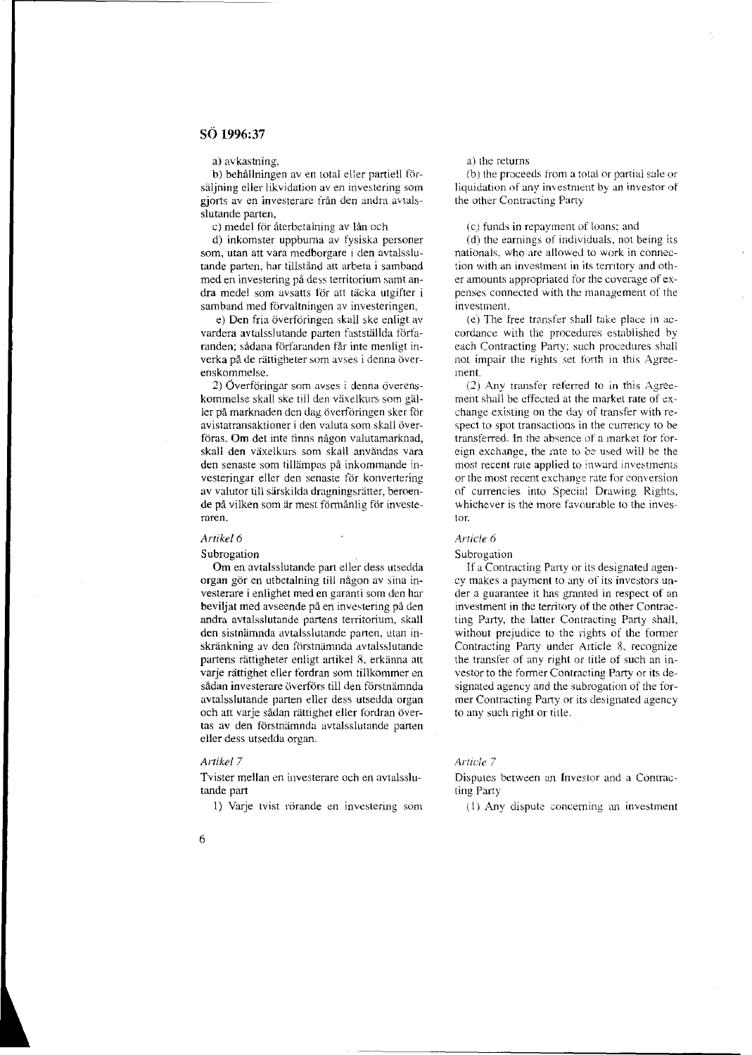a) avkastning,

b) behållningen av en total eller partiell försäljning eller likvidation av en investering som gjorts av en investerare från den andra avtalsslutande parten,

c) medel för återbetalning av lån och

d) inkomster uppburna av fysiska personer som, utan att vara medborgare i den avtalsslutande parten, har tillstånd att arbeta i samband med en investering på dess territorium samt andra medel som avsatts för att täcka utgifter i samband med förvaltningen av investeringen,

e) Den fria överföringen skall ske enligt av vardera avtalsslutande parten fastställda förfaranden; sådana förfaranden får inte menligt inverka på de rättigheter som avses i denna överenskommelse.

2) Överföringar som avses i denna överenskommelse skall ske till den växelkurs som gäller på marknaden den dag överföringen sker för avistatransaktioner i den valuta som skall överföras. Om det inte finns någon valutamarknad, skall den växelkurs som skall användas vara den senaste som tillämpas på inkommande investeringar eller den senaste för konvertering av valutor till särskilda dragningsrätter, beroende på vilken som är mest förmånlig för investeraren.

*Artikel 6*

Subrogation

Om en avtalsslutande part eller dess utsedda organ gör en utbetalning till någon av sina investerare i enlighet med en garanti som den har beviljat med avseende på en investering på den andra avtalsslutande partens territorium, skall den sistnämnda avtalsslutande parten, utan inskränkning av den förstnämnda avtalsslutande partens rättigheter enligt artikel 8, erkänna att varje rättighet eller fordran som tillkommer en sådan investerare överförs till den förstnämnda avtalsslutande parten eller dess utsedda organ och att varje sådan rättighet eller fordran övertas av den förstnämnda avtalsslutande parten eller dess utsedda organ.

*Artikel 7*

Tvister mellan en investerare och en avtalsslutande part

1) Varje tvist rörande en investering som

a) the returns

(b) the proceeds from a total or partial sale or liquidation of any investment by an investor of the other Contracting Party

(c) funds in repayment of loans; and

(d) the earnings of individuals, not being its nationals, who are allowed to work in connection with an investment in its territory and other amounts appropriated for the coverage of expenses connected with the management of the investment.

(e) The free transfer shall take place in accordance with the procedures established by each Contracting Party; such procedures shall not impair the rights set forth in this Agreement.

(2) Any transfer referred to in this Agreement shall be effected at the market rate of exchange existing on the day of transfer with respect to spot transactions in the currency to be transferred. In the absence of a market for foreign exchange, the rate to be used will be the most recent rate applied to inward investments or the most recent exchange rate for conversion of currencies into Special Drawing Rights, whichever is the more favourable to the investor.

*Article 6*

Subrogation

If a Contracting Party or its designated agency makes a payment to any of its investors under a guarantee it has granted in respect of an investment in the territory of the other Contracting Party, the latter Contracting Party shall, without prejudice to the rights of the former Contracting Party under Article 8, recognize the transfer of any right or title of such an investor to the former Contracting Party or its designated agency and the subrogation of the former Contracting Party or its designated agency to any such right or title.

*Article 7*

Disputes between an Investor and a Contracting Party

(1) Any dispute concerning an investment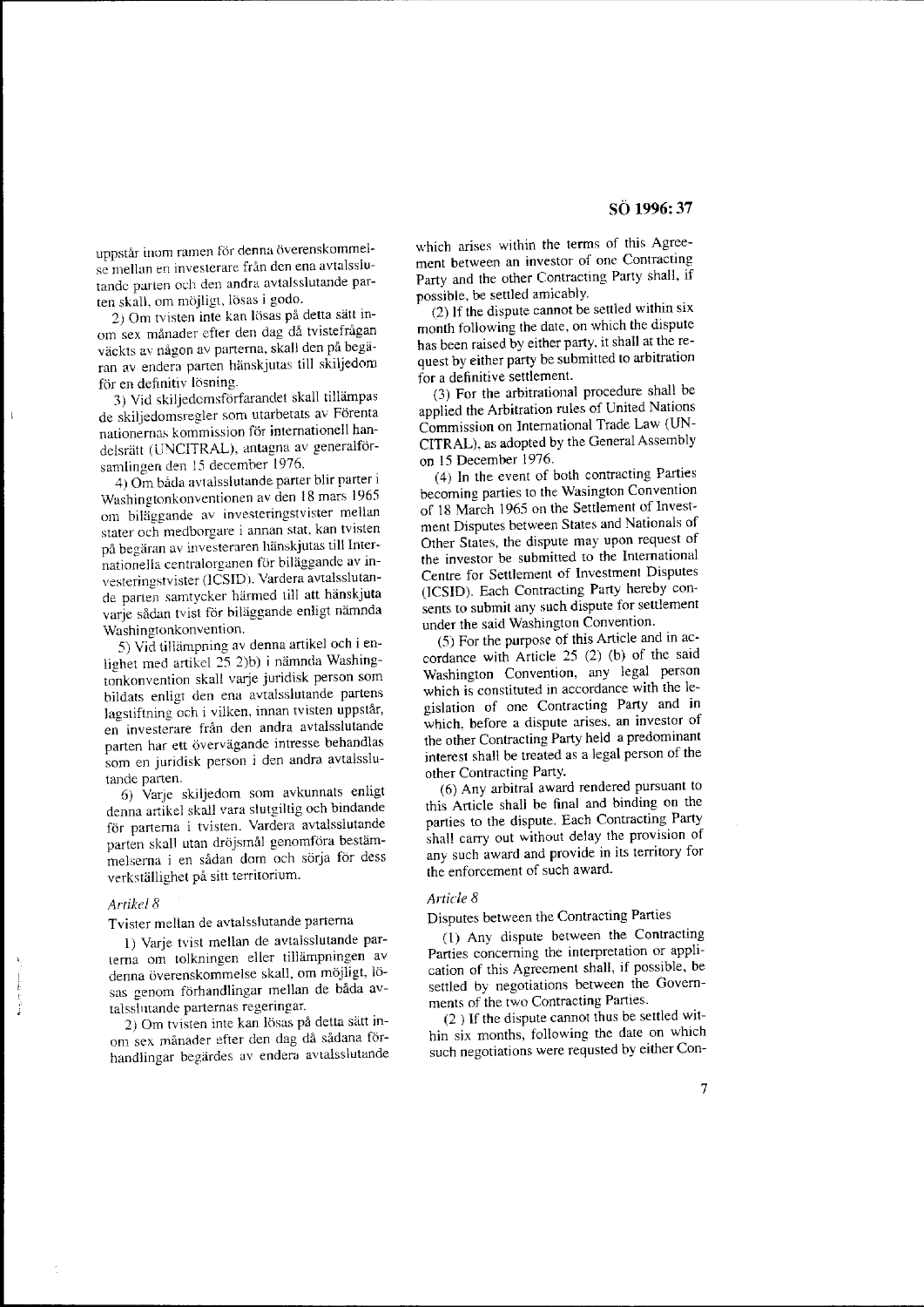uppstår inom ramen för denna överenskommelse mellan en investerare från den ena avtalsslutande parten och den andra avtalsslutande parten skall, om möjligt, lösas i godo.

2) Om tvisten inte kan lösas på detta sätt inom sex månader efter den dag då tvistefrågan väckts av någon av parterna, skall den på begäran av endera parten hänskjutas till skiljedom för en definitiv lösning.

3) Vid skiljedomsförfarandet skall tillämpas de skiljedomsregler som utarbetats av Förenta nationernas kommission för internationell handelsrätt (UNCITRAL), antagna av generalförsamlingen den 15 december 1976.

4) Om båda avtalsslutande parter blir parter i Washingtonkonventionen av den 18 mars 1965 om biläggande av investeringstvister mellan stater och medborgare i annan stat, kan tvisten på begäran av investeraren hänskjutas till Internationella centralorganen för biläggande av investeringstvister (ICSID). Vardera avtalsslutande parten samtycker härmed till att hänskjuta varje sådan tvist för biläggande enligt nämnda Washingtonkonvention.

5) Vid tillämpning av denna artikel och i enlighet med artikel 25 2)b) i nämnda Washingtonkonvention skall varje juridisk person som bildats enligt den ena avtalsslutande partens lagstiftning och i vilken, innan tvisten uppstår, en investerare från den andra avtalsslutande parten har ett övervägande intresse behandlas som en juridisk person i den andra avtalsslutande parten.

6) Varje skiljedom som avkunnats enligt denna artikel skall vara slutgiltig och bindande för parterna i tvisten. Vardera avtalsslutande parten skall utan dröjsmål genomföra bestämmelserna i en sådan dom och sörja för dess verkställighet på sitt territorium.

*Artikel 8*

Tvister mellan de avtalsslutande parterna

1) Varje tvist mellan de avtalsslutande parterna om tolkningen eller tillämpningen av denna överenskommelse skall, om möjligt, lösas genom förhandlingar mellan de båda avtalsslutande parternas regeringar.

2) Om tvisten inte kan lösas på detta sätt inom sex månader efter den dag då sådana förhandlingar begärdes av endera avtalsslutande

which arises within the terms of this Agreement between an investor of one Contracting Party and the other Contracting Party shall, if possible, be settled amicably.

(2) If the dispute cannot be settled within six month following the date, on which the dispute has been raised by either party, it shall at the request by either party be submitted to arbitration for a definitive settlement.

(3) For the arbitrational procedure shall be applied the Arbitration rules of United Nations Commission on International Trade Law (UNCITRAL), as adopted by the General Assembly on 15 December 1976.

(4) In the event of both contracting Parties becoming parties to the Wasington Convention of 18 March 1965 on the Settlement of Investment Disputes between States and Nationals of Other States, the dispute may upon request of the investor be submitted to the International Centre for Settlement of Investment Disputes (ICSID). Each Contracting Party hereby consents to submit any such dispute for settlement under the said Washington Convention.

(5) For the purpose of this Article and in accordance with Article 25 (2) (b) of the said Washington Convention, any legal person which is constituted in accordance with the legislation of one Contracting Party and in which, before a dispute arises, an investor of the other Contracting Party held a predominant interest shall be treated as a legal person of the other Contracting Party.

(6) Any arbitral award rendered pursuant to this Article shall be final and binding on the parties to the dispute. Each Contracting Party shall carry out without delay the provision of any such award and provide in its territory for the enforcement of such award.

*Article 8*

Disputes between the Contracting Parties

(1) Any dispute between the Contracting Parties concerning the interpretation or application of this Agreement shall, if possible, be settled by negotiations between the Governments of the two Contracting Parties.

(2 ) If the dispute cannot thus be settled within six months, following the date on which such negotiations were requsted by either Con-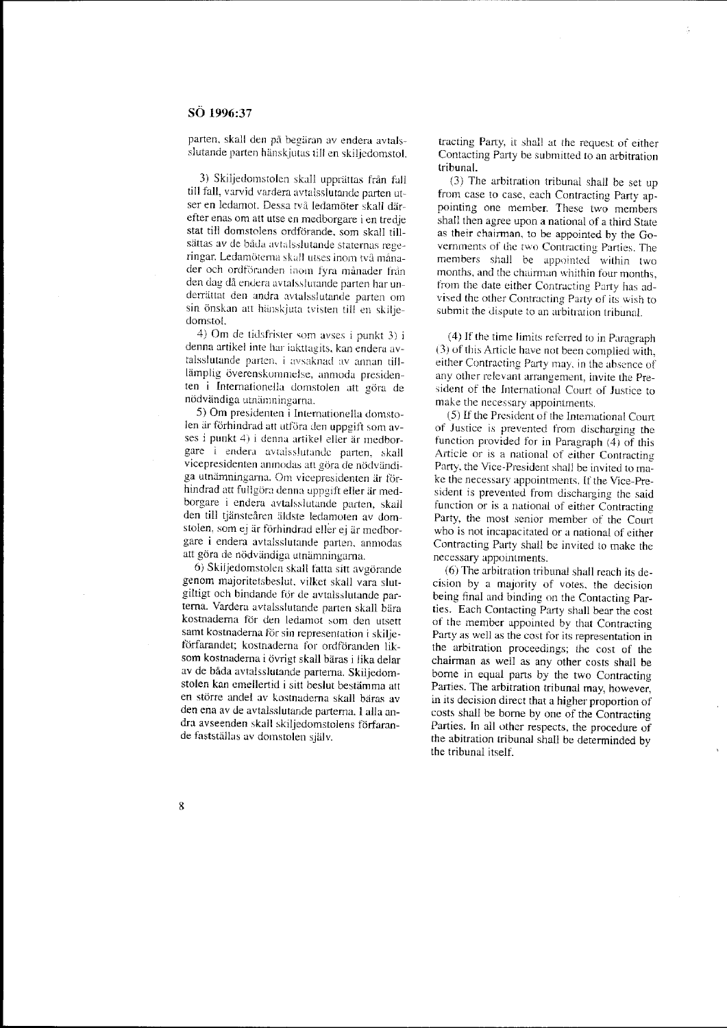parten, skall den på begäran av endera avtalsslutande parten hänskjutas till en skiljedomstol.

3) Skiljedomstolen skall upprättas från fall till fall, varvid vardera avtalsslutande parten utser en ledamot. Dessa två ledamöter skall därefter enas om att utse en medborgare i en tredje stat till domstolens ordförande, som skall tillsättas av de båda avtalsslutande staternas regeringar. Ledamöterna skall utses inom två månader och ordföranden inom fyra månader från den dag då endera avtalsslutande parten har underrättat den andra avtalsslutande parten om sin önskan att hänskjuta tvisten till en skiljedomstol.

4) Om de tidsfrister som avses i punkt 3) i denna artikel inte har iakttagits, kan endera avtalsslutande parten, i avsaknad av annan tilllämplig överenskommelse, anmoda presidenten i Internationella domstolen att göra de nödvändiga utnämningarna.

5) Om presidenten i Internationella domstolen är förhindrad att utföra den uppgift som avses i punkt 4) i denna artikel eller är medborgare i endera avtalsslutande parten, skall vicepresidenten anmodas att göra de nödvändiga utnämningarna. Om vicepresidenten är förhindrad att fullgöra denna uppgift eller är medborgare i endera avtalsslutande parten, skall den till tjänsteåren äldste ledamoten av domstolen, som ej är förhindrad eller ej är medborgare i endera avtalsslutande parten, anmodas att göra de nödvändiga utnämningarna.

6) Skiljedomstolen skall fatta sitt avgörande genom majoritetsbeslut, vilket skall vara slutgiltigt och bindande för de avtalsslutande parterna. Vardera avtalsslutande parten skall bära kostnaderna för den ledamot som den utsett samt kostnaderna för sin representation i skiljeförfarandet; kostnaderna för ordföranden liksom kostnaderna i övrigt skall bäras i lika delar av de båda avtalsslutande parterna. Skiljedomstolen kan emellertid i sitt beslut bestämma att en större andel av kostnaderna skall bäras av den ena av de avtalsslutande parterna. I alla andra avseenden skall skiljedomstolens förfarande fastställas av domstolen själv.

tracting Party, it shall at the request of either Contracting Party be submitted to an arbitration tribunal.

(3) The arbitration tribunal shall be set up from case to case, each Contracting Party appointing one member. These two members shall then agree upon a national of a third State as their chairman, to be appointed by the Governments of the two Contracting Parties. The members shall be appointed within two months, and the chairman whithin four months, from the date either Contracting Party has advised the other Contracting Party of its wish to submit the dispute to an arbitration tribunal.

(4) If the time limits referred to in Paragraph (3) of this Article have not been complied with, either Contracting Party may, in the absence of any other relevant arrangement, invite the President of the International Court of Justice to make the necessary appointments.

(5) If the President of the International Court of Justice is prevented from discharging the function provided for in Paragraph (4) of this Article or is a national of either Contracting Party, the Vice-President shall be invited to make the necessary appointments. If the Vice-President is prevented from discharging the said function or is a national of either Contracting Party, the most senior member of the Court who is not incapacitated or a national of either Contracting Party shall be invited to make the necessary appointments.

(6) The arbitration tribunal shall reach its decision by a majority of votes, the decision being final and binding on the Contacting Parties. Each Contacting Party shall bear the cost of the member appointed by that Contracting Party as well as the cost for its representation in the arbitration proceedings; the cost of the chairman as well as any other costs shall be borne in equal parts by the two Contracting Parties. The arbitration tribunal may, however, in its decision direct that a higher proportion of costs shall be borne by one of the Contracting Parties. In all other respects, the procedure of the abitration tribunal shall be determinded by the tribunal itself.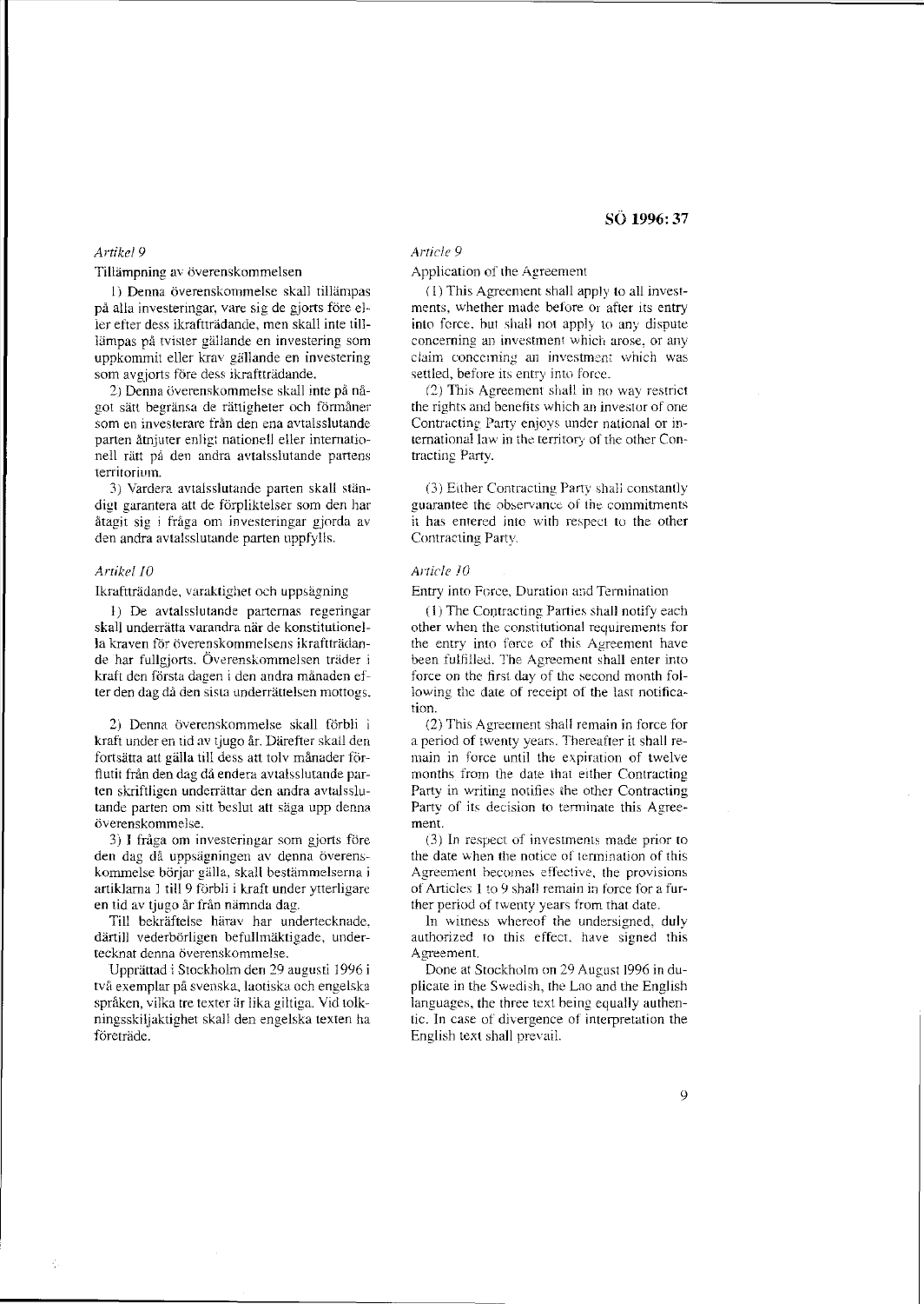*Artikel 9*

Tillämpning av överenskommelsen

1) Denna överenskommelse skall tillämpas på alla investeringar, vare sig de gjorts före eller efter dess ikraftträdande, men skall inte tilllämpas på tvister gällande en investering som uppkommit eller krav gällande en investering som avgjorts före dess ikraftträdande.

2) Denna överenskommelse skall inte på något sätt begränsa de rättigheter och förmåner som en investerare från den ena avtalsslutande parten åtnjuter enligt nationell eller internationell rätt på den andra avtalsslutande partens territorium.

3) Vardera avtalsslutande parten skall ständigt garantera att de förpliktelser som den har åtagit sig i fråga om investeringar gjorda av den andra avtalsslutande parten uppfylls.

*Artikel 10*

Ikraftträdande, varaktighet och uppsägning

1) De avtalsslutande parternas regeringar skall underrätta varandra när de konstitutionella kraven för överenskommelsens ikraftträdande har fullgjorts. Överenskommelsen träder i kraft den första dagen i den andra månaden efter den dag då den sista underrättelsen mottogs.

2) Denna överenskommelse skall förbli i kraft under en tid av tjugo år. Därefter skall den fortsätta att gälla till dess att tolv månader förflutit från den dag då endera avtalsslutande parten skriftligen underrättar den andra avtalsslutande parten om sitt beslut att säga upp denna överenskommelse.

3) I fråga om investeringar som gjorts före den dag då uppsägningen av denna överenskommelse börjar gälla, skall bestämmelserna i artiklarna 1 till 9 förbli i kraft under ytterligare en tid av tjugo år från nämnda dag.

Till bekräftelse härav har undertecknade, därtill vederbörligen befullmäktigade, undertecknat denna överenskommelse.

Upprättad i Stockholm den 29 augusti 1996 i två exemplar på svenska, laotiska och engelska språken, vilka tre texter är lika giltiga. Vid tolkningsskiljaktighet skall den engelska texten ha företräde.

*Article 9*

Application of the Agreement

(1) This Agreement shall apply to all investments, whether made before or after its entry into force, but shall not apply to any dispute concerning an investment which arose, or any claim concerning an investment which was settled, before its entry into force.

(2) This Agreement shall in no way restrict the rights and benefits which an investor of one Contracting Party enjoys under national or international law in the territory of the other Contracting Party.

(3) Either Contracting Party shall constantly guarantee the observance of the commitments it has entered into with respect to the other Contracting Party.

*Article 10*

Entry into Force, Duration and Termination

(1) The Contracting Parties shall notify each other when the constitutional requirements for the entry into force of this Agreement have been fulfilled. The Agreement shall enter into force on the first day of the second month following the date of receipt of the last notification.

(2) This Agreement shall remain in force for a period of twenty years. Thereafter it shall remain in force until the expiration of twelve months from the date that either Contracting Party in writing notifies the other Contracting Party of its decision to terminate this Agreement.

(3) In respect of investments made prior to the date when the notice of termination of this Agreement becomes effective, the provisions of Articles 1 to 9 shall remain in force for a further period of twenty years from that date.

In witness whereof the undersigned, duly authorized to this effect, have signed this Agreement.

Done at Stockholm on 29 August 1996 in duplicate in the Swedish, the Lao and the English languages, the three text being equally authentic. In case of divergence of interpretation the English text shall prevail.